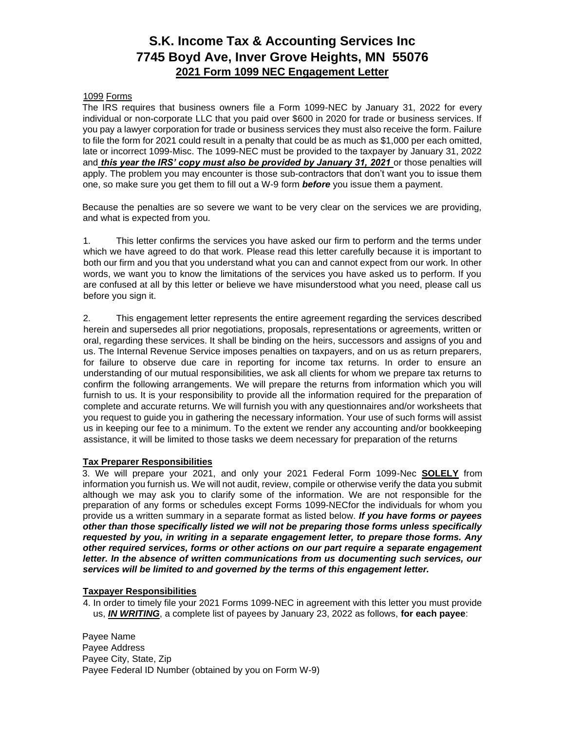# S.K. Income Tax & Accounting Services Inc
# 7745 Boyd Ave, Inver Grove Heights, MN 55076
## 2021 Form 1099 NEC Engagement Letter

1099 Forms

The IRS requires that business owners file a Form 1099-NEC by January 31, 2022 for every individual or non-corporate LLC that you paid over $600 in 2020 for trade or business services. If you pay a lawyer corporation for trade or business services they must also receive the form. Failure to file the form for 2021 could result in a penalty that could be as much as $1,000 per each omitted, late or incorrect 1099-Misc. The 1099-NEC must be provided to the taxpayer by January 31, 2022 and ***this year the IRS' copy must also be provided by January 31, 2021*** or those penalties will apply. The problem you may encounter is those sub-contractors that don't want you to issue them one, so make sure you get them to fill out a W-9 form ***before*** you issue them a payment.

Because the penalties are so severe we want to be very clear on the services we are providing, and what is expected from you.

1. This letter confirms the services you have asked our firm to perform and the terms under which we have agreed to do that work. Please read this letter carefully because it is important to both our firm and you that you understand what you can and cannot expect from our work. In other words, we want you to know the limitations of the services you have asked us to perform. If you are confused at all by this letter or believe we have misunderstood what you need, please call us before you sign it.

2. This engagement letter represents the entire agreement regarding the services described herein and supersedes all prior negotiations, proposals, representations or agreements, written or oral, regarding these services. It shall be binding on the heirs, successors and assigns of you and us. The Internal Revenue Service imposes penalties on taxpayers, and on us as return preparers, for failure to observe due care in reporting for income tax returns. In order to ensure an understanding of our mutual responsibilities, we ask all clients for whom we prepare tax returns to confirm the following arrangements. We will prepare the returns from information which you will furnish to us. It is your responsibility to provide all the information required for the preparation of complete and accurate returns. We will furnish you with any questionnaires and/or worksheets that you request to guide you in gathering the necessary information. Your use of such forms will assist us in keeping our fee to a minimum. To the extent we render any accounting and/or bookkeeping assistance, it will be limited to those tasks we deem necessary for preparation of the returns

**Tax Preparer Responsibilities**

3. We will prepare your 2021, and only your 2021 Federal Form 1099-Nec **SOLELY** from information you furnish us. We will not audit, review, compile or otherwise verify the data you submit although we may ask you to clarify some of the information. We are not responsible for the preparation of any forms or schedules except Forms 1099-NECfor the individuals for whom you provide us a written summary in a separate format as listed below. ***If you have forms or payees other than those specifically listed we will not be preparing those forms unless specifically requested by you, in writing in a separate engagement letter, to prepare those forms. Any other required services, forms or other actions on our part require a separate engagement letter. In the absence of written communications from us documenting such services, our services will be limited to and governed by the terms of this engagement letter.***

**Taxpayer Responsibilities**

4. In order to timely file your 2021 Forms 1099-NEC in agreement with this letter you must provide us, ***IN WRITING***, a complete list of payees by January 23, 2022 as follows, **for each payee**:

Payee Name
Payee Address
Payee City, State, Zip
Payee Federal ID Number (obtained by you on Form W-9)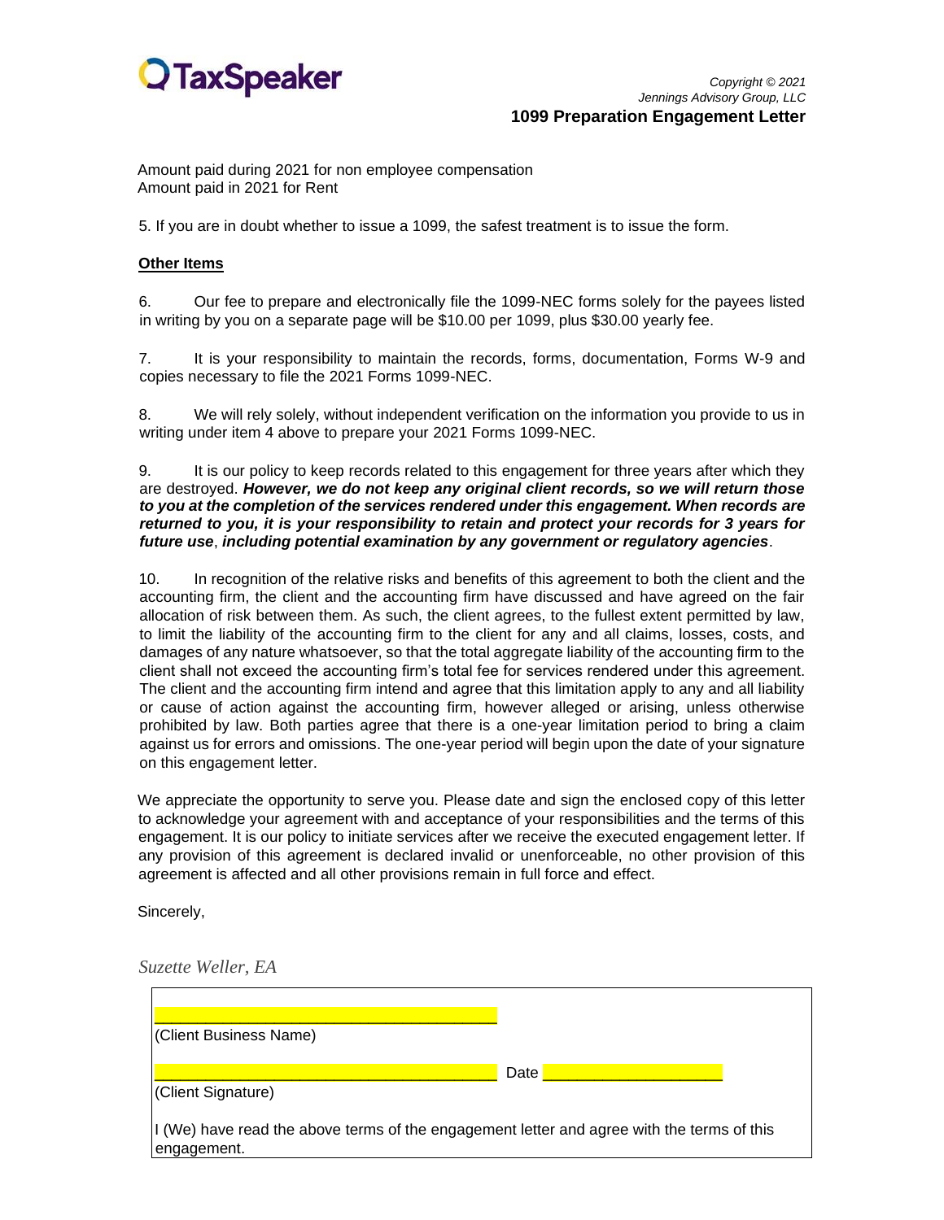Amount paid during 2021 for non employee compensation
Amount paid in 2021 for Rent

5. If you are in doubt whether to issue a 1099, the safest treatment is to issue the form.

**Other Items**

6. Our fee to prepare and electronically file the 1099-NEC forms solely for the payees listed in writing by you on a separate page will be $10.00 per 1099, plus $30.00 yearly fee.

7. It is your responsibility to maintain the records, forms, documentation, Forms W-9 and copies necessary to file the 2021 Forms 1099-NEC.

8. We will rely solely, without independent verification on the information you provide to us in writing under item 4 above to prepare your 2021 Forms 1099-NEC.

9. It is our policy to keep records related to this engagement for three years after which they are destroyed. ***However, we do not keep any original client records, so we will return those to you at the completion of the services rendered under this engagement. When records are returned to you, it is your responsibility to retain and protect your records for 3 years for future use***, ***including potential examination by any government or regulatory agencies***.

10. In recognition of the relative risks and benefits of this agreement to both the client and the accounting firm, the client and the accounting firm have discussed and have agreed on the fair allocation of risk between them. As such, the client agrees, to the fullest extent permitted by law, to limit the liability of the accounting firm to the client for any and all claims, losses, costs, and damages of any nature whatsoever, so that the total aggregate liability of the accounting firm to the client shall not exceed the accounting firm's total fee for services rendered under this agreement. The client and the accounting firm intend and agree that this limitation apply to any and all liability or cause of action against the accounting firm, however alleged or arising, unless otherwise prohibited by law. Both parties agree that there is a one-year limitation period to bring a claim against us for errors and omissions. The one-year period will begin upon the date of your signature on this engagement letter.

We appreciate the opportunity to serve you. Please date and sign the enclosed copy of this letter to acknowledge your agreement with and acceptance of your responsibilities and the terms of this engagement. It is our policy to initiate services after we receive the executed engagement letter. If any provision of this agreement is declared invalid or unenforceable, no other provision of this agreement is affected and all other provisions remain in full force and effect.

Sincerely,

*Suzette Weller, EA*

\_\_\_\_\_\_\_\_\_\_\_\_\_\_\_\_\_\_\_\_\_\_\_\_\_\_\_\_\_\_\_\_\_\_\_\_\_\_
(Client Business Name)

\_\_\_\_\_\_\_\_\_\_\_\_\_\_\_\_\_\_\_\_\_\_\_\_\_\_\_\_\_\_\_\_\_\_\_\_\_\_ Date \_\_\_\_\_\_\_\_\_\_\_\_\_\_\_\_\_\_\_\_
(Client Signature)

I (We) have read the above terms of the engagement letter and agree with the terms of this engagement.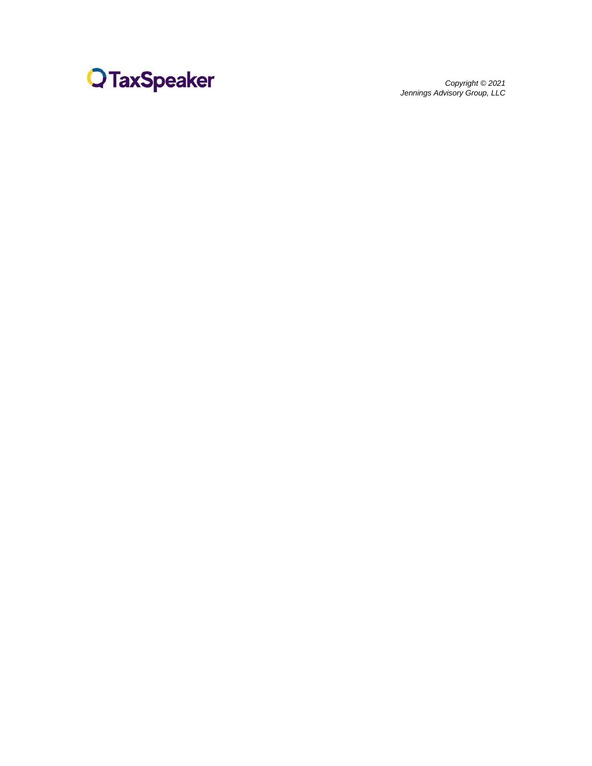TaxSpeaker

*Copyright © 2021*
*Jennings Advisory Group, LLC*